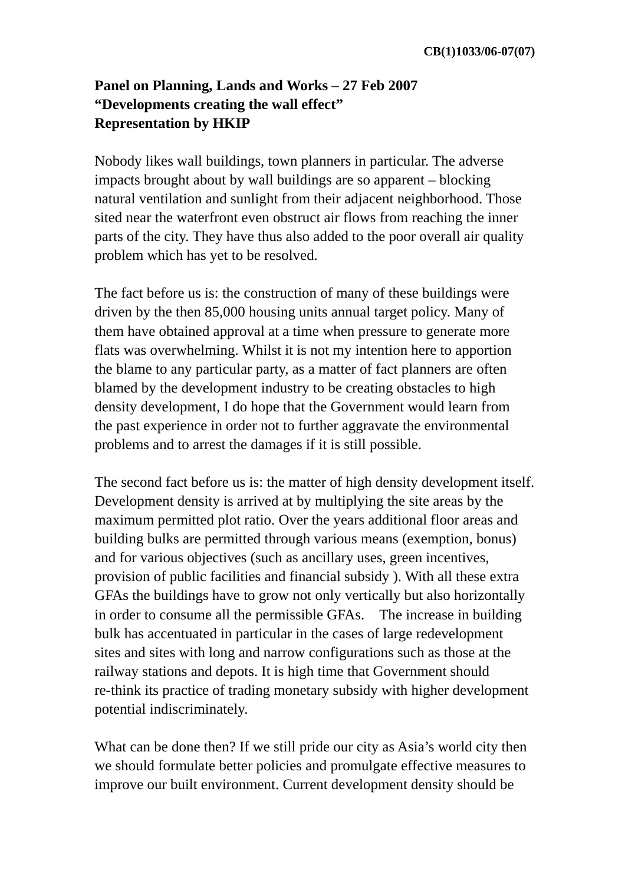**CB(1)1033/06-07(07)**

**Panel on Planning, Lands and Works – 27 Feb 2007**
**“Developments creating the wall effect”**
**Representation by HKIP**

Nobody likes wall buildings, town planners in particular. The adverse impacts brought about by wall buildings are so apparent – blocking natural ventilation and sunlight from their adjacent neighborhood. Those sited near the waterfront even obstruct air flows from reaching the inner parts of the city. They have thus also added to the poor overall air quality problem which has yet to be resolved.

The fact before us is: the construction of many of these buildings were driven by the then 85,000 housing units annual target policy. Many of them have obtained approval at a time when pressure to generate more flats was overwhelming. Whilst it is not my intention here to apportion the blame to any particular party, as a matter of fact planners are often blamed by the development industry to be creating obstacles to high density development, I do hope that the Government would learn from the past experience in order not to further aggravate the environmental problems and to arrest the damages if it is still possible.

The second fact before us is: the matter of high density development itself. Development density is arrived at by multiplying the site areas by the maximum permitted plot ratio. Over the years additional floor areas and building bulks are permitted through various means (exemption, bonus) and for various objectives (such as ancillary uses, green incentives, provision of public facilities and financial subsidy ). With all these extra GFAs the buildings have to grow not only vertically but also horizontally in order to consume all the permissible GFAs. The increase in building bulk has accentuated in particular in the cases of large redevelopment sites and sites with long and narrow configurations such as those at the railway stations and depots. It is high time that Government should re-think its practice of trading monetary subsidy with higher development potential indiscriminately.

What can be done then? If we still pride our city as Asia’s world city then we should formulate better policies and promulgate effective measures to improve our built environment. Current development density should be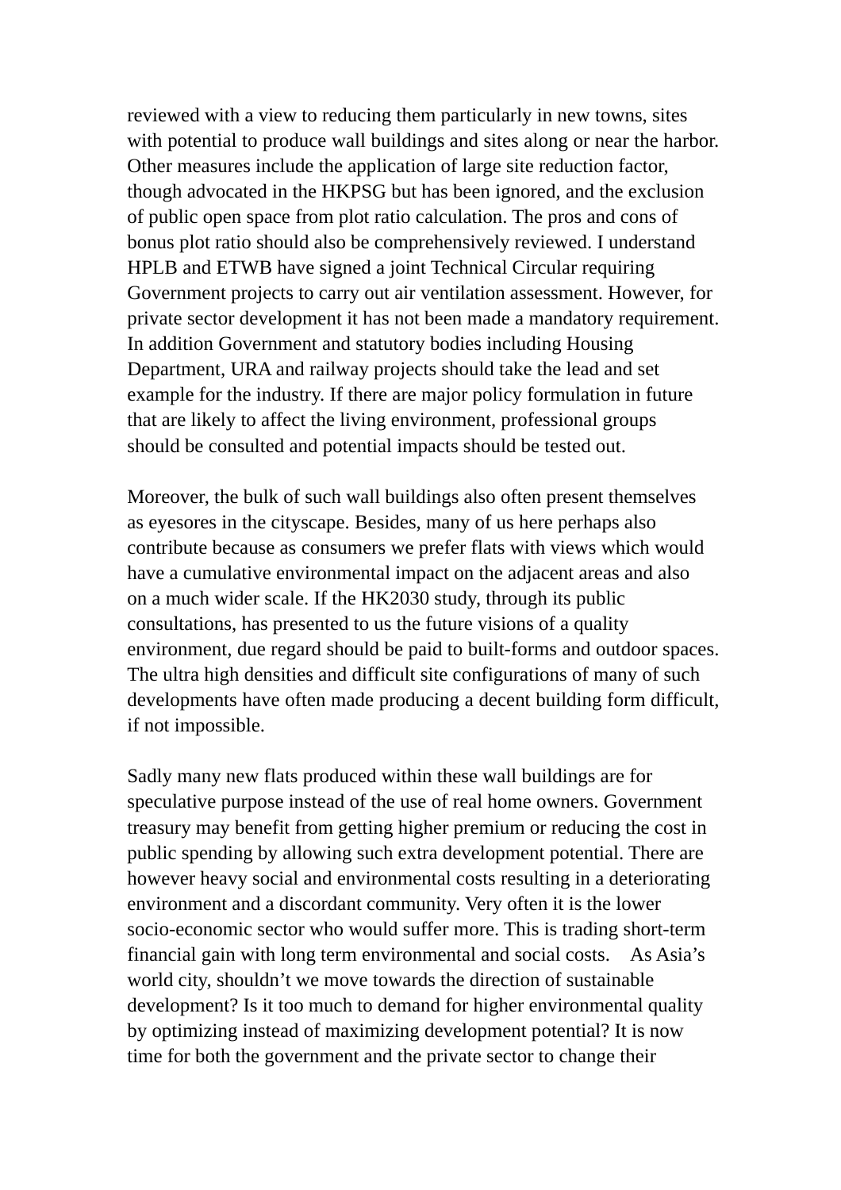reviewed with a view to reducing them particularly in new towns, sites with potential to produce wall buildings and sites along or near the harbor. Other measures include the application of large site reduction factor, though advocated in the HKPSG but has been ignored, and the exclusion of public open space from plot ratio calculation. The pros and cons of bonus plot ratio should also be comprehensively reviewed. I understand HPLB and ETWB have signed a joint Technical Circular requiring Government projects to carry out air ventilation assessment. However, for private sector development it has not been made a mandatory requirement. In addition Government and statutory bodies including Housing Department, URA and railway projects should take the lead and set example for the industry. If there are major policy formulation in future that are likely to affect the living environment, professional groups should be consulted and potential impacts should be tested out.

Moreover, the bulk of such wall buildings also often present themselves as eyesores in the cityscape. Besides, many of us here perhaps also contribute because as consumers we prefer flats with views which would have a cumulative environmental impact on the adjacent areas and also on a much wider scale. If the HK2030 study, through its public consultations, has presented to us the future visions of a quality environment, due regard should be paid to built-forms and outdoor spaces. The ultra high densities and difficult site configurations of many of such developments have often made producing a decent building form difficult, if not impossible.

Sadly many new flats produced within these wall buildings are for speculative purpose instead of the use of real home owners. Government treasury may benefit from getting higher premium or reducing the cost in public spending by allowing such extra development potential. There are however heavy social and environmental costs resulting in a deteriorating environment and a discordant community. Very often it is the lower socio-economic sector who would suffer more. This is trading short-term financial gain with long term environmental and social costs. As Asia's world city, shouldn't we move towards the direction of sustainable development? Is it too much to demand for higher environmental quality by optimizing instead of maximizing development potential? It is now time for both the government and the private sector to change their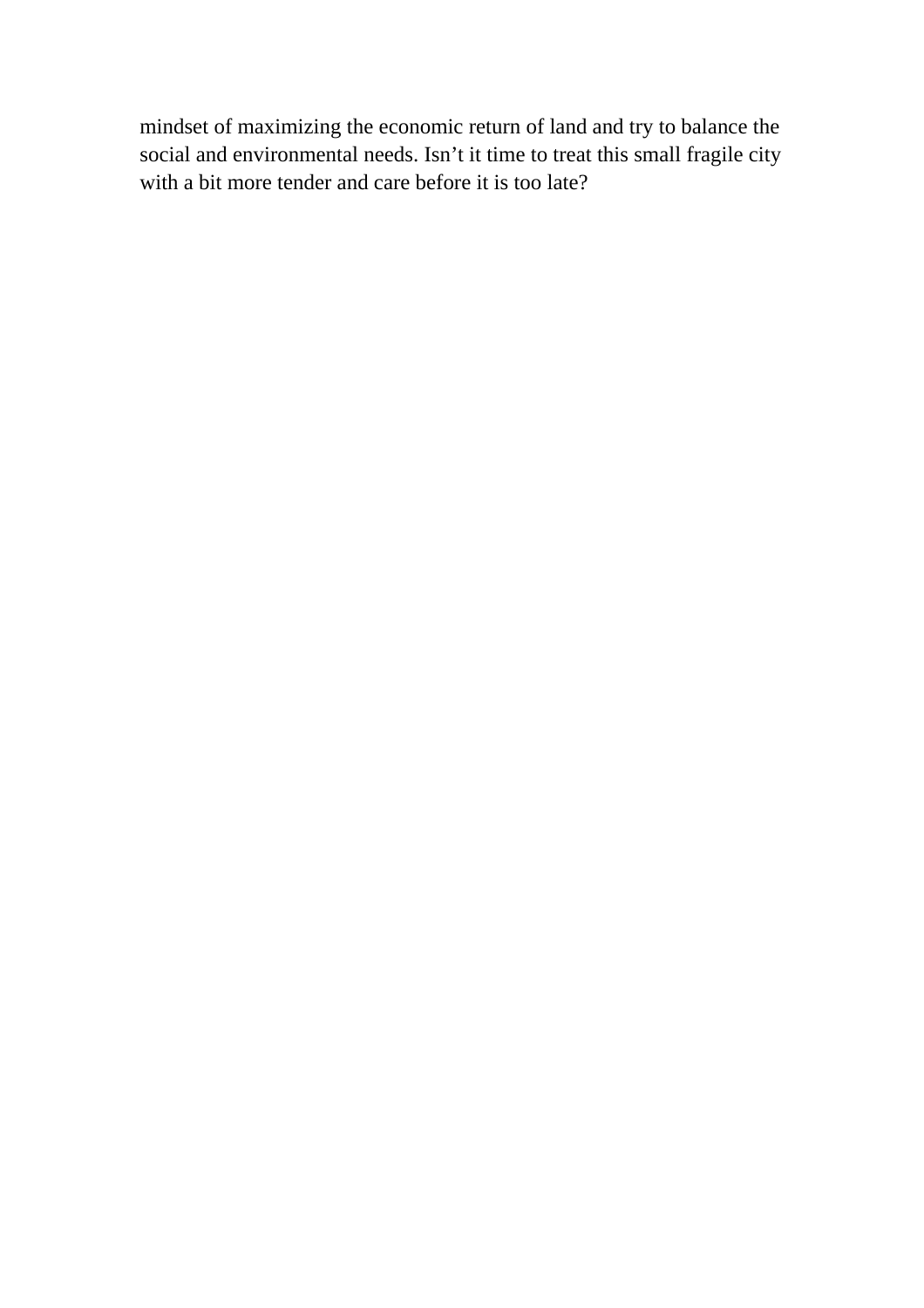mindset of maximizing the economic return of land and try to balance the social and environmental needs. Isn’t it time to treat this small fragile city with a bit more tender and care before it is too late?